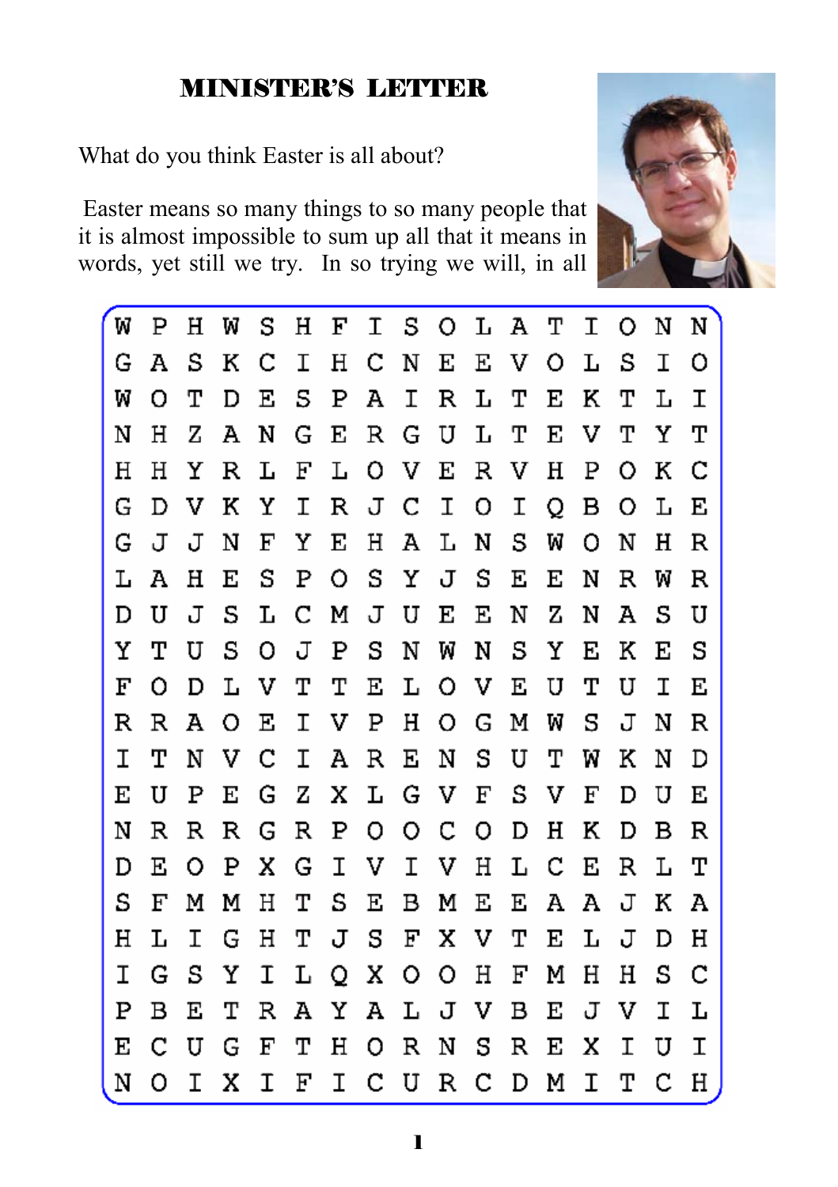# MINISTER'S LETTER

What do you think Easter is all about?

Easter means so many things to so many people that it is almost impossible to sum up all that it means in words, yet still we try. In so trying we will, in all

```
W P H W S H F I S O L A T I O N N
G A S K C I H C N E E V O L S I O
W O T D E S P A I R L T E K T L I
N H Z A N G E R G U L T E V T Y T
H H Y R L F L O V E R V H P O K C
G D V K Y I R J C I O I Q B O L E
G J J N F Y E H A L N S W O N H R
L A H E S P O S Y J S E E N R W R
D U J S L C M J U E E N Z N A S U
Y T U S O J P S N W N S Y E K E S
F O D L V T T E L O V E U T U I E
R R A O E I V P H O G M W S J N R
I T N V C I A R E N S U T W K N D
E U P E G Z X L G V F S V F D U E
N R R R G R P O O C O D H K D B R
D E O P X G I V I V H L C E R L T
S F M M H T S E B M E E A A J K A
H L I G H T J S F X V T E L J D H
I G S Y I L Q X O O H F M H H S C
P B E T R A Y A L J V B E J V I L
E C U G F T H O R N S R E X I U I
N O I X I F I C U R C D M I T C H
```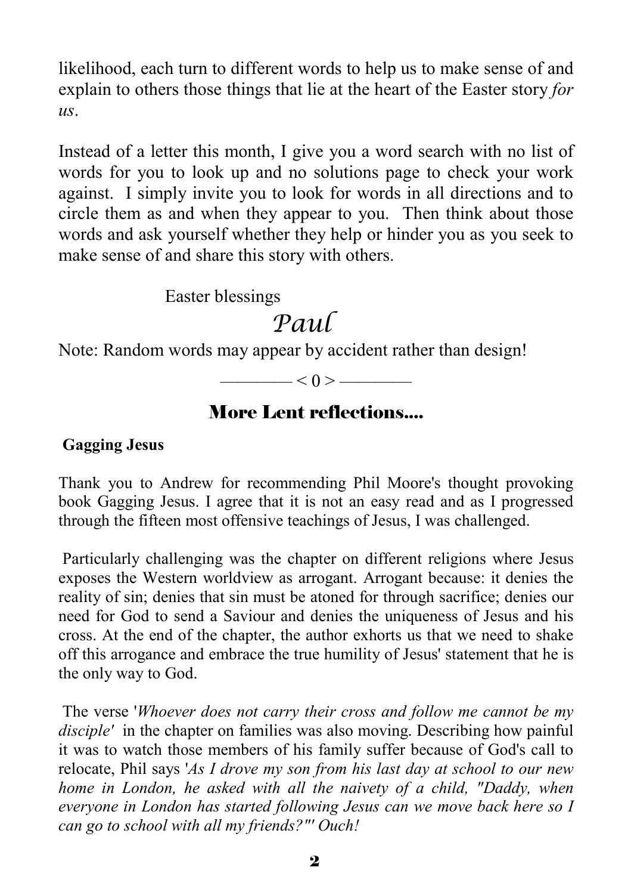likelihood, each turn to different words to help us to make sense of and explain to others those things that lie at the heart of the Easter story *for us*.

Instead of a letter this month, I give you a word search with no list of words for you to look up and no solutions page to check your work against. I simply invite you to look for words in all directions and to circle them as and when they appear to you. Then think about those words and ask yourself whether they help or hinder you as you seek to make sense of and share this story with others.

Easter blessings

*Paul*

Note: Random words may appear by accident rather than design!

———— < 0 > ————

## More Lent reflections....

**Gagging Jesus**

Thank you to Andrew for recommending Phil Moore's thought provoking book Gagging Jesus. I agree that it is not an easy read and as I progressed through the fifteen most offensive teachings of Jesus, I was challenged.

Particularly challenging was the chapter on different religions where Jesus exposes the Western worldview as arrogant. Arrogant because: it denies the reality of sin; denies that sin must be atoned for through sacrifice; denies our need for God to send a Saviour and denies the uniqueness of Jesus and his cross. At the end of the chapter, the author exhorts us that we need to shake off this arrogance and embrace the true humility of Jesus' statement that he is the only way to God.

The verse '*Whoever does not carry their cross and follow me cannot be my disciple'* in the chapter on families was also moving. Describing how painful it was to watch those members of his family suffer because of God's call to relocate, Phil says '*As I drove my son from his last day at school to our new home in London, he asked with all the naivety of a child, "Daddy, when everyone in London has started following Jesus can we move back here so I can go to school with all my friends?"' Ouch!*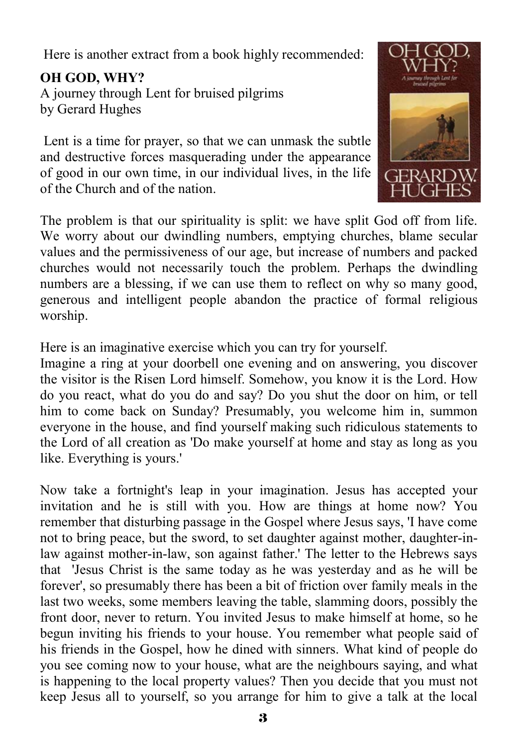Here is another extract from a book highly recommended:

**OH GOD, WHY?**
A journey through Lent for bruised pilgrims
by Gerard Hughes

Lent is a time for prayer, so that we can unmask the subtle and destructive forces masquerading under the appearance of good in our own time, in our individual lives, in the life of the Church and of the nation.

The problem is that our spirituality is split: we have split God off from life. We worry about our dwindling numbers, emptying churches, blame secular values and the permissiveness of our age, but increase of numbers and packed churches would not necessarily touch the problem. Perhaps the dwindling numbers are a blessing, if we can use them to reflect on why so many good, generous and intelligent people abandon the practice of formal religious worship.

Here is an imaginative exercise which you can try for yourself.
Imagine a ring at your doorbell one evening and on answering, you discover the visitor is the Risen Lord himself. Somehow, you know it is the Lord. How do you react, what do you do and say? Do you shut the door on him, or tell him to come back on Sunday? Presumably, you welcome him in, summon everyone in the house, and find yourself making such ridiculous statements to the Lord of all creation as 'Do make yourself at home and stay as long as you like. Everything is yours.'

Now take a fortnight's leap in your imagination. Jesus has accepted your invitation and he is still with you. How are things at home now? You remember that disturbing passage in the Gospel where Jesus says, 'I have come not to bring peace, but the sword, to set daughter against mother, daughter-in-law against mother-in-law, son against father.' The letter to the Hebrews says that 'Jesus Christ is the same today as he was yesterday and as he will be forever', so presumably there has been a bit of friction over family meals in the last two weeks, some members leaving the table, slamming doors, possibly the front door, never to return. You invited Jesus to make himself at home, so he begun inviting his friends to your house. You remember what people said of his friends in the Gospel, how he dined with sinners. What kind of people do you see coming now to your house, what are the neighbours saying, and what is happening to the local property values? Then you decide that you must not keep Jesus all to yourself, so you arrange for him to give a talk at the local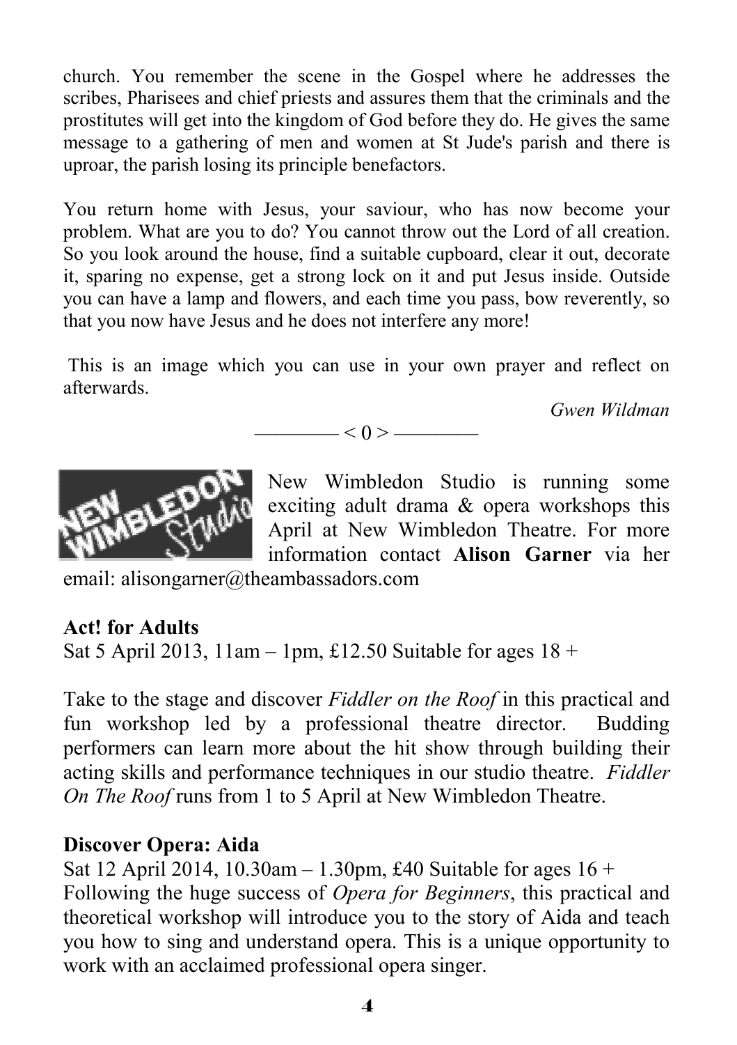church. You remember the scene in the Gospel where he addresses the scribes, Pharisees and chief priests and assures them that the criminals and the prostitutes will get into the kingdom of God before they do. He gives the same message to a gathering of men and women at St Jude's parish and there is uproar, the parish losing its principle benefactors.

You return home with Jesus, your saviour, who has now become your problem. What are you to do? You cannot throw out the Lord of all creation. So you look around the house, find a suitable cupboard, clear it out, decorate it, sparing no expense, get a strong lock on it and put Jesus inside. Outside you can have a lamp and flowers, and each time you pass, bow reverently, so that you now have Jesus and he does not interfere any more!

This is an image which you can use in your own prayer and reflect on afterwards.

*Gwen Wildman*

———— < 0 > ————

New Wimbledon Studio is running some exciting adult drama & opera workshops this April at New Wimbledon Theatre. For more information contact **Alison Garner** via her email: alisongarner@theambassadors.com

**Act! for Adults**

Sat 5 April 2013, 11am – 1pm, £12.50 Suitable for ages 18 +

Take to the stage and discover *Fiddler on the Roof* in this practical and fun workshop led by a professional theatre director. Budding performers can learn more about the hit show through building their acting skills and performance techniques in our studio theatre. *Fiddler On The Roof* runs from 1 to 5 April at New Wimbledon Theatre.

**Discover Opera: Aida**

Sat 12 April 2014, 10.30am – 1.30pm, £40 Suitable for ages 16 +
Following the huge success of *Opera for Beginners*, this practical and theoretical workshop will introduce you to the story of Aida and teach you how to sing and understand opera. This is a unique opportunity to work with an acclaimed professional opera singer.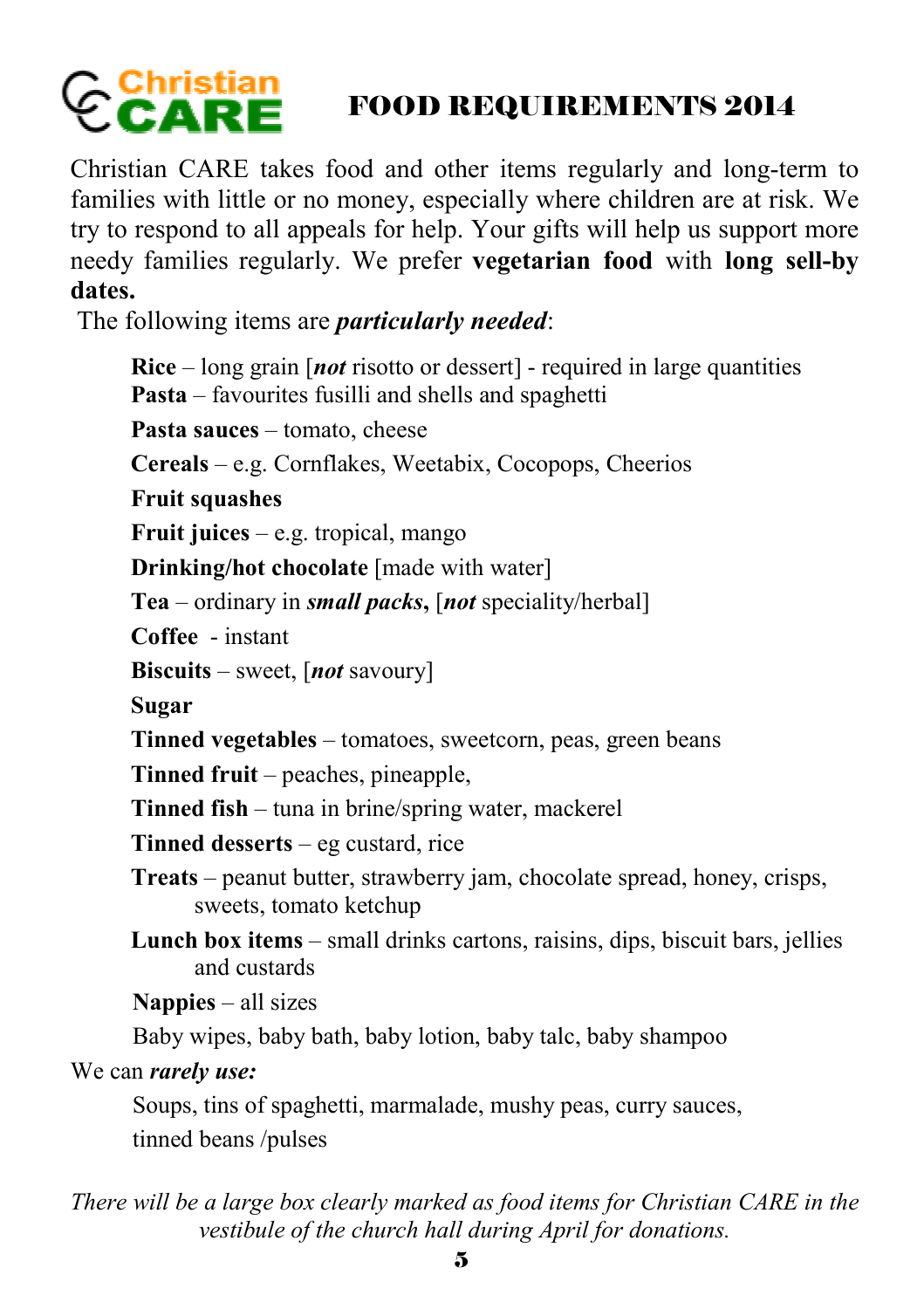# Christian CARE — FOOD REQUIREMENTS 2014

Christian CARE takes food and other items regularly and long-term to families with little or no money, especially where children are at risk. We try to respond to all appeals for help. Your gifts will help us support more needy families regularly. We prefer **vegetarian food** with **long sell-by dates.**

The following items are ***particularly needed***:

- **Rice** – long grain [***not*** risotto or dessert] - required in large quantities
- **Pasta** – favourites fusilli and shells and spaghetti
- **Pasta sauces** – tomato, cheese
- **Cereals** – e.g. Cornflakes, Weetabix, Cocopops, Cheerios
- **Fruit squashes**
- **Fruit juices** – e.g. tropical, mango
- **Drinking/hot chocolate** [made with water]
- **Tea** – ordinary in ***small packs*****,** [***not*** speciality/herbal]
- **Coffee** - instant
- **Biscuits** – sweet, [***not*** savoury]
- **Sugar**
- **Tinned vegetables** – tomatoes, sweetcorn, peas, green beans
- **Tinned fruit** – peaches, pineapple,
- **Tinned fish** – tuna in brine/spring water, mackerel
- **Tinned desserts** – eg custard, rice
- **Treats** – peanut butter, strawberry jam, chocolate spread, honey, crisps, sweets, tomato ketchup
- **Lunch box items** – small drinks cartons, raisins, dips, biscuit bars, jellies and custards
- **Nappies** – all sizes
- Baby wipes, baby bath, baby lotion, baby talc, baby shampoo

We can ***rarely use:***

Soups, tins of spaghetti, marmalade, mushy peas, curry sauces, tinned beans /pulses

*There will be a large box clearly marked as food items for Christian CARE in the vestibule of the church hall during April for donations.*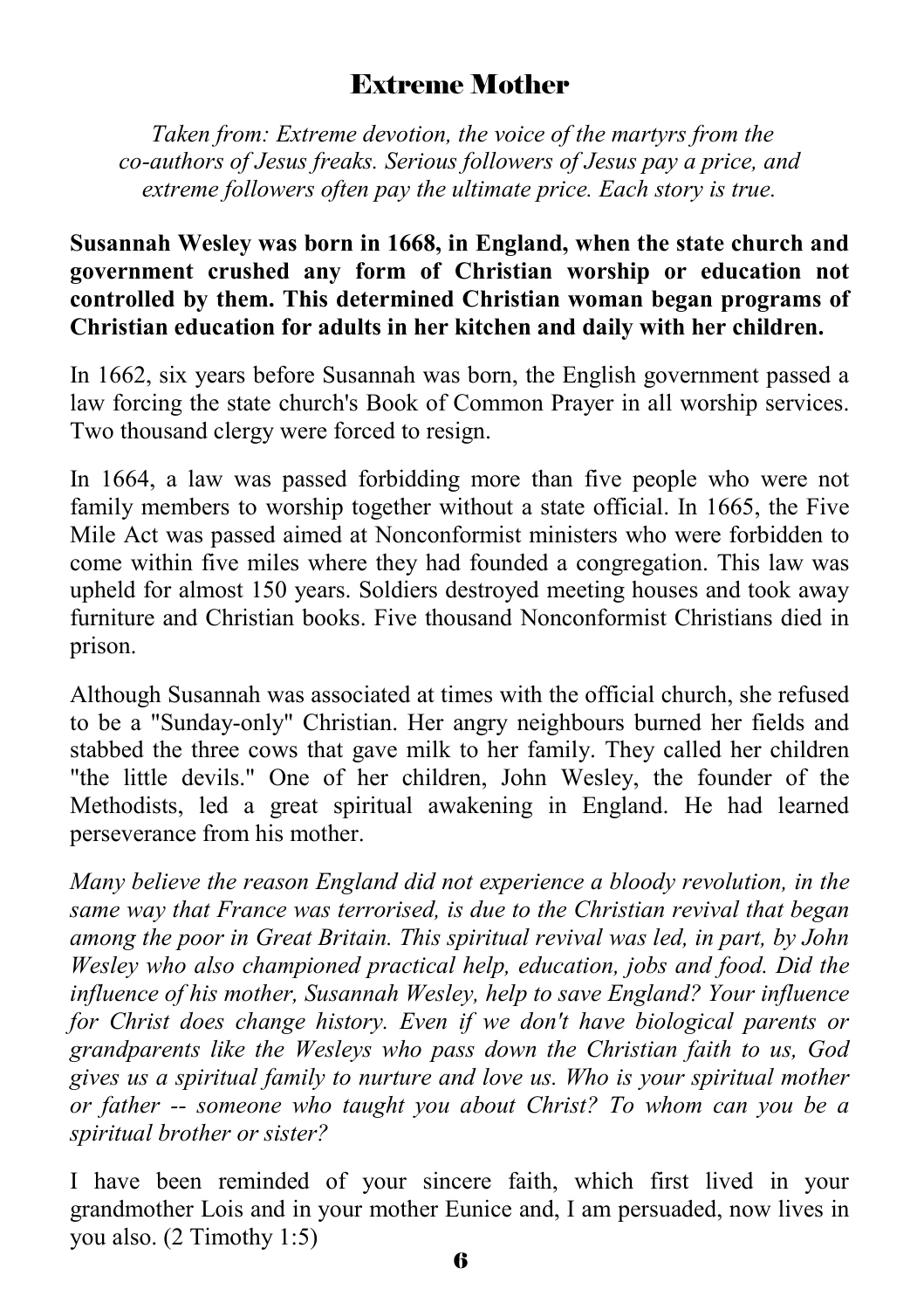# Extreme Mother

*Taken from: Extreme devotion, the voice of the martyrs from the co-authors of Jesus freaks. Serious followers of Jesus pay a price, and extreme followers often pay the ultimate price. Each story is true.*

**Susannah Wesley was born in 1668, in England, when the state church and government crushed any form of Christian worship or education not controlled by them. This determined Christian woman began programs of Christian education for adults in her kitchen and daily with her children.**

In 1662, six years before Susannah was born, the English government passed a law forcing the state church's Book of Common Prayer in all worship services. Two thousand clergy were forced to resign.

In 1664, a law was passed forbidding more than five people who were not family members to worship together without a state official. In 1665, the Five Mile Act was passed aimed at Nonconformist ministers who were forbidden to come within five miles where they had founded a congregation. This law was upheld for almost 150 years. Soldiers destroyed meeting houses and took away furniture and Christian books. Five thousand Nonconformist Christians died in prison.

Although Susannah was associated at times with the official church, she refused to be a "Sunday-only" Christian. Her angry neighbours burned her fields and stabbed the three cows that gave milk to her family. They called her children "the little devils." One of her children, John Wesley, the founder of the Methodists, led a great spiritual awakening in England. He had learned perseverance from his mother.

*Many believe the reason England did not experience a bloody revolution, in the same way that France was terrorised, is due to the Christian revival that began among the poor in Great Britain. This spiritual revival was led, in part, by John Wesley who also championed practical help, education, jobs and food. Did the influence of his mother, Susannah Wesley, help to save England? Your influence for Christ does change history. Even if we don't have biological parents or grandparents like the Wesleys who pass down the Christian faith to us, God gives us a spiritual family to nurture and love us. Who is your spiritual mother or father -- someone who taught you about Christ? To whom can you be a spiritual brother or sister?*

I have been reminded of your sincere faith, which first lived in your grandmother Lois and in your mother Eunice and, I am persuaded, now lives in you also. (2 Timothy 1:5)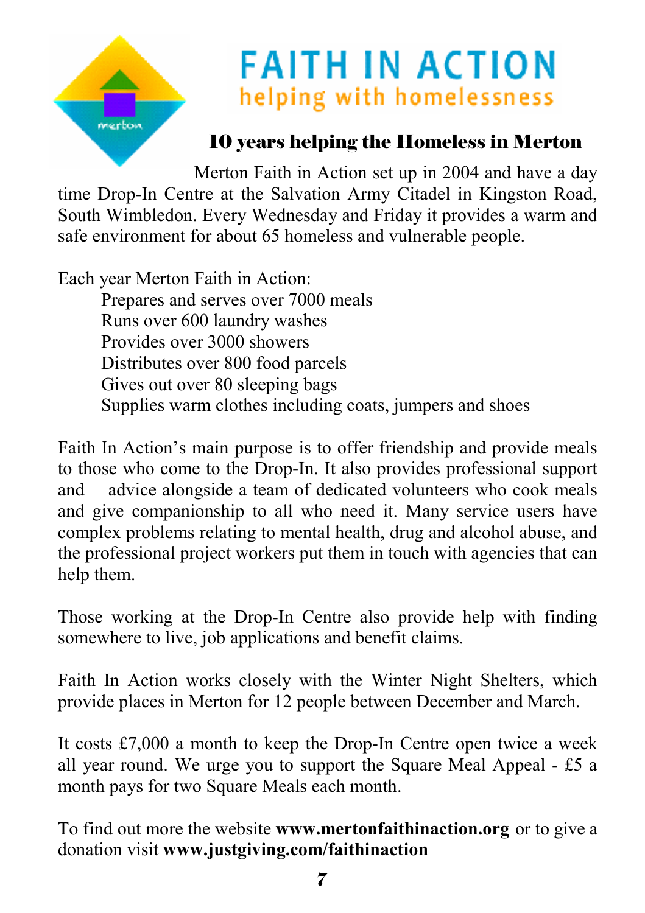# FAITH IN ACTION
## helping with homelessness

### 10 years helping the Homeless in Merton

Merton Faith in Action set up in 2004 and have a day time Drop-In Centre at the Salvation Army Citadel in Kingston Road, South Wimbledon. Every Wednesday and Friday it provides a warm and safe environment for about 65 homeless and vulnerable people.

Each year Merton Faith in Action:

- Prepares and serves over 7000 meals
- Runs over 600 laundry washes
- Provides over 3000 showers
- Distributes over 800 food parcels
- Gives out over 80 sleeping bags
- Supplies warm clothes including coats, jumpers and shoes

Faith In Action's main purpose is to offer friendship and provide meals to those who come to the Drop-In. It also provides professional support and advice alongside a team of dedicated volunteers who cook meals and give companionship to all who need it. Many service users have complex problems relating to mental health, drug and alcohol abuse, and the professional project workers put them in touch with agencies that can help them.

Those working at the Drop-In Centre also provide help with finding somewhere to live, job applications and benefit claims.

Faith In Action works closely with the Winter Night Shelters, which provide places in Merton for 12 people between December and March.

It costs £7,000 a month to keep the Drop-In Centre open twice a week all year round. We urge you to support the Square Meal Appeal - £5 a month pays for two Square Meals each month.

To find out more the website **www.mertonfaithinaction.org** or to give a donation visit **www.justgiving.com/faithinaction**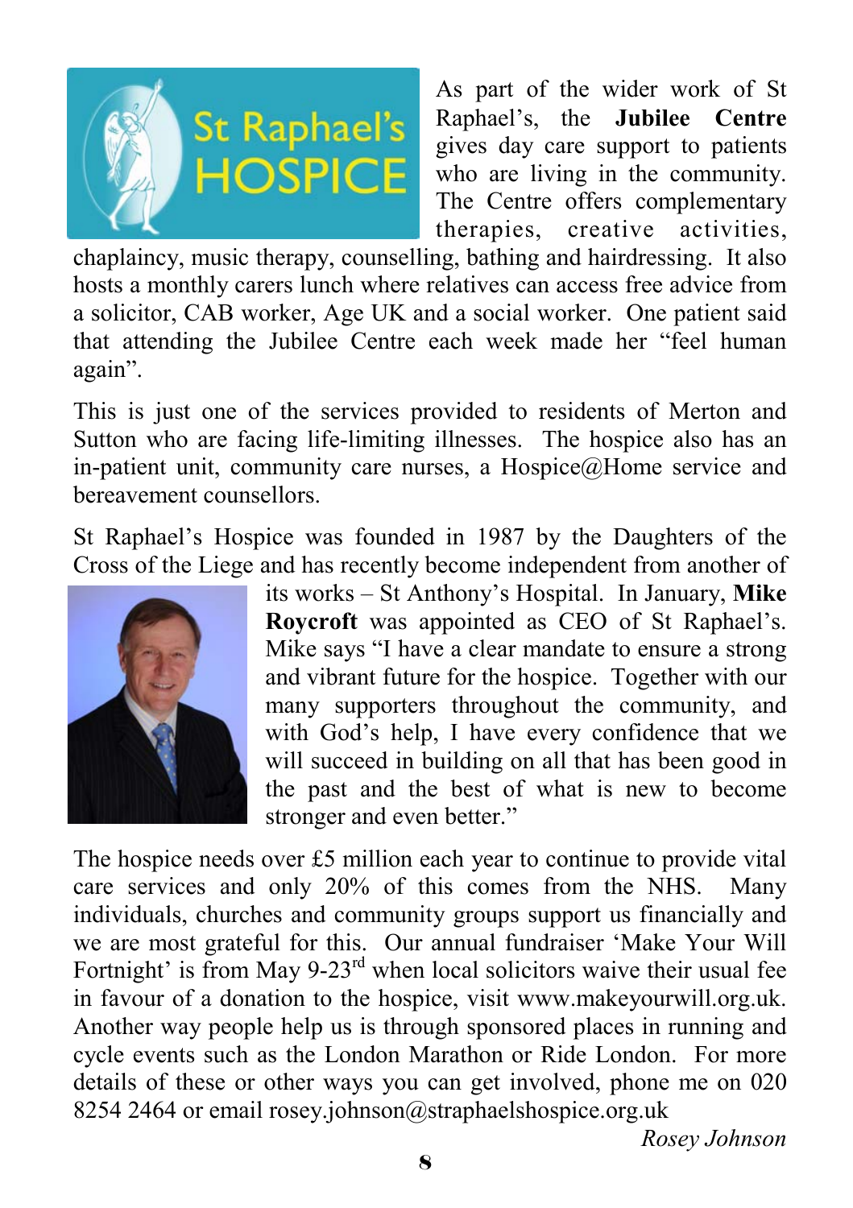As part of the wider work of St Raphael's, the **Jubilee Centre** gives day care support to patients who are living in the community. The Centre offers complementary therapies, creative activities, chaplaincy, music therapy, counselling, bathing and hairdressing. It also hosts a monthly carers lunch where relatives can access free advice from a solicitor, CAB worker, Age UK and a social worker. One patient said that attending the Jubilee Centre each week made her "feel human again".

This is just one of the services provided to residents of Merton and Sutton who are facing life-limiting illnesses. The hospice also has an in-patient unit, community care nurses, a Hospice@Home service and bereavement counsellors.

St Raphael's Hospice was founded in 1987 by the Daughters of the Cross of the Liege and has recently become independent from another of its works – St Anthony's Hospital. In January, **Mike Roycroft** was appointed as CEO of St Raphael's. Mike says "I have a clear mandate to ensure a strong and vibrant future for the hospice. Together with our many supporters throughout the community, and with God's help, I have every confidence that we will succeed in building on all that has been good in the past and the best of what is new to become stronger and even better."

The hospice needs over £5 million each year to continue to provide vital care services and only 20% of this comes from the NHS. Many individuals, churches and community groups support us financially and we are most grateful for this. Our annual fundraiser 'Make Your Will Fortnight' is from May 9-23rd when local solicitors waive their usual fee in favour of a donation to the hospice, visit www.makeyourwill.org.uk. Another way people help us is through sponsored places in running and cycle events such as the London Marathon or Ride London. For more details of these or other ways you can get involved, phone me on 020 8254 2464 or email rosey.johnson@straphaelshospice.org.uk

*Rosey Johnson*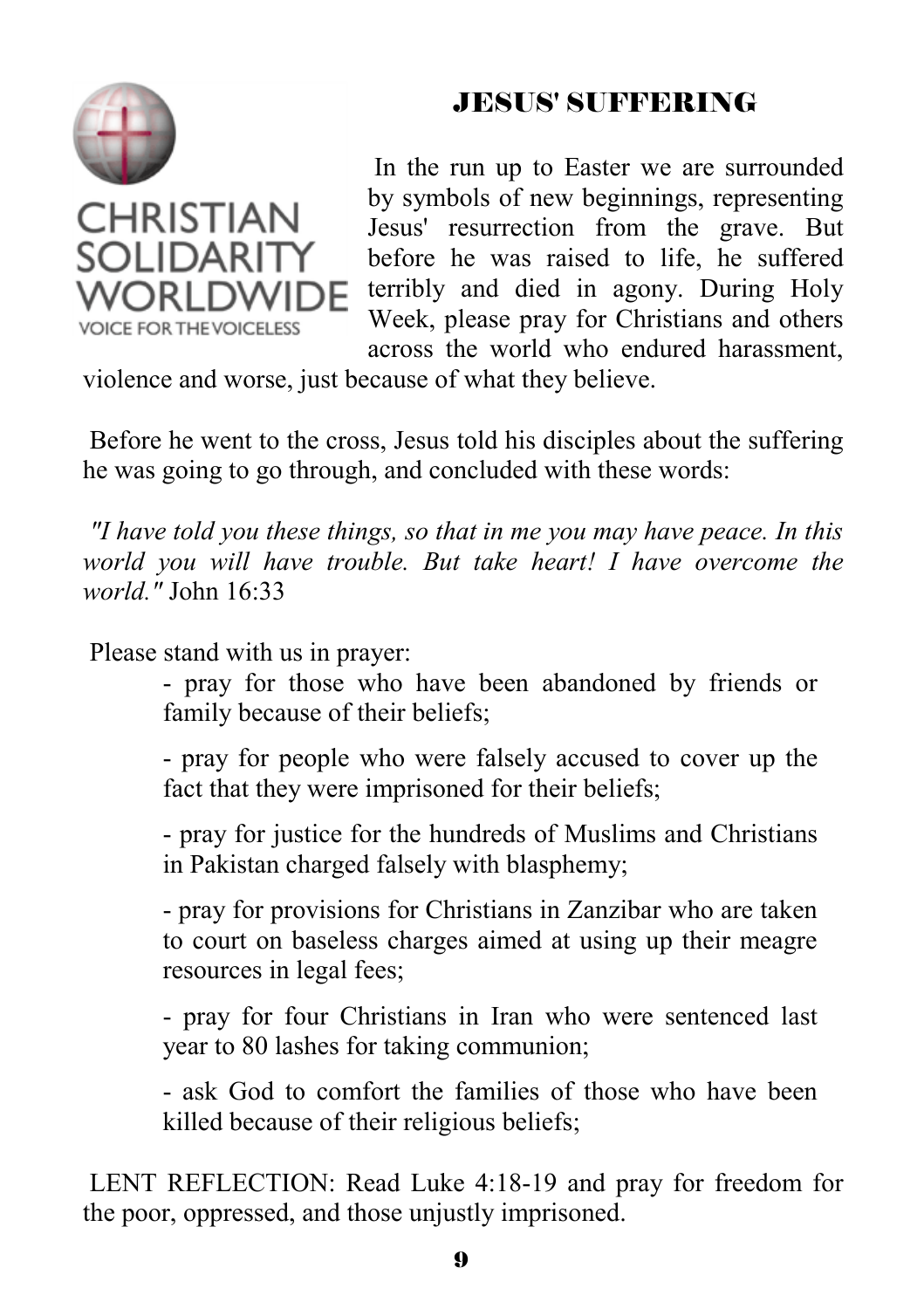CHRISTIAN SOLIDARITY WORLDWIDE
VOICE FOR THE VOICELESS

## JESUS' SUFFERING

In the run up to Easter we are surrounded by symbols of new beginnings, representing Jesus' resurrection from the grave. But before he was raised to life, he suffered terribly and died in agony. During Holy Week, please pray for Christians and others across the world who endured harassment, violence and worse, just because of what they believe.

Before he went to the cross, Jesus told his disciples about the suffering he was going to go through, and concluded with these words:

*"I have told you these things, so that in me you may have peace. In this world you will have trouble. But take heart! I have overcome the world."* John 16:33

Please stand with us in prayer:

- pray for those who have been abandoned by friends or family because of their beliefs;
- pray for people who were falsely accused to cover up the fact that they were imprisoned for their beliefs;
- pray for justice for the hundreds of Muslims and Christians in Pakistan charged falsely with blasphemy;
- pray for provisions for Christians in Zanzibar who are taken to court on baseless charges aimed at using up their meagre resources in legal fees;
- pray for four Christians in Iran who were sentenced last year to 80 lashes for taking communion;
- ask God to comfort the families of those who have been killed because of their religious beliefs;

LENT REFLECTION: Read Luke 4:18-19 and pray for freedom for the poor, oppressed, and those unjustly imprisoned.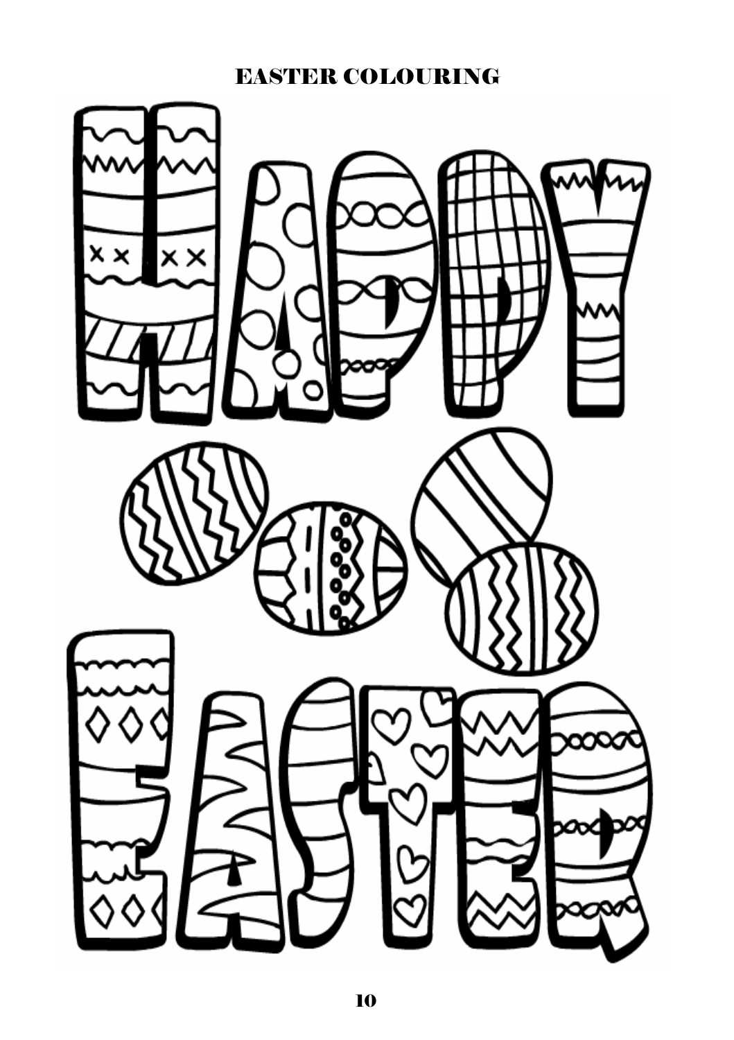# EASTER COLOURING

HAPPY

EASTER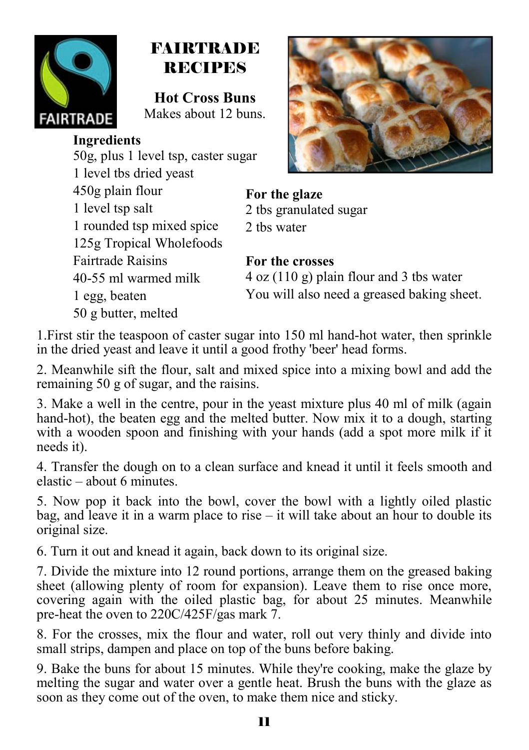# FAIRTRADE RECIPES

## Hot Cross Buns

Makes about 12 buns.

**Ingredients**

50g, plus 1 level tsp, caster sugar
1 level tbs dried yeast
450g plain flour
1 level tsp salt
1 rounded tsp mixed spice
125g Tropical Wholefoods Fairtrade Raisins
40-55 ml warmed milk
1 egg, beaten
50 g butter, melted

**For the glaze**

2 tbs granulated sugar
2 tbs water

**For the crosses**

4 oz (110 g) plain flour and 3 tbs water
You will also need a greased baking sheet.

1.First stir the teaspoon of caster sugar into 150 ml hand-hot water, then sprinkle in the dried yeast and leave it until a good frothy 'beer' head forms.

2. Meanwhile sift the flour, salt and mixed spice into a mixing bowl and add the remaining 50 g of sugar, and the raisins.

3. Make a well in the centre, pour in the yeast mixture plus 40 ml of milk (again hand-hot), the beaten egg and the melted butter. Now mix it to a dough, starting with a wooden spoon and finishing with your hands (add a spot more milk if it needs it).

4. Transfer the dough on to a clean surface and knead it until it feels smooth and elastic – about 6 minutes.

5. Now pop it back into the bowl, cover the bowl with a lightly oiled plastic bag, and leave it in a warm place to rise – it will take about an hour to double its original size.

6. Turn it out and knead it again, back down to its original size.

7. Divide the mixture into 12 round portions, arrange them on the greased baking sheet (allowing plenty of room for expansion). Leave them to rise once more, covering again with the oiled plastic bag, for about 25 minutes. Meanwhile pre-heat the oven to 220C/425F/gas mark 7.

8. For the crosses, mix the flour and water, roll out very thinly and divide into small strips, dampen and place on top of the buns before baking.

9. Bake the buns for about 15 minutes. While they're cooking, make the glaze by melting the sugar and water over a gentle heat. Brush the buns with the glaze as soon as they come out of the oven, to make them nice and sticky.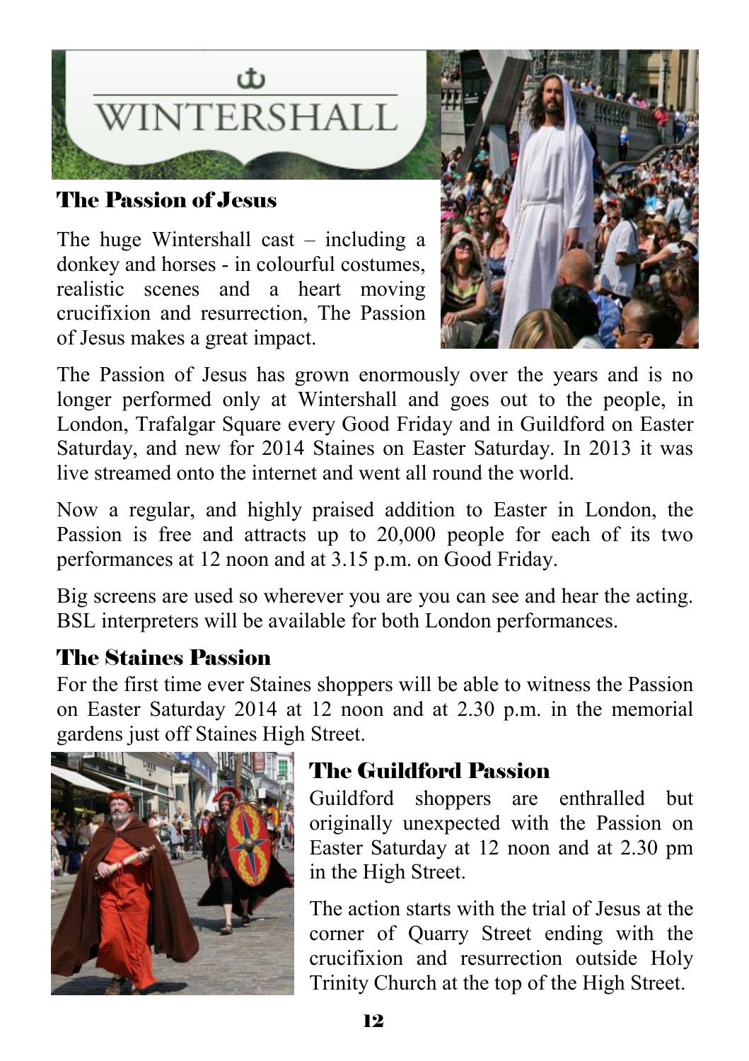WINTERSHALL

## The Passion of Jesus

The huge Wintershall cast – including a donkey and horses - in colourful costumes, realistic scenes and a heart moving crucifixion and resurrection, The Passion of Jesus makes a great impact.

The Passion of Jesus has grown enormously over the years and is no longer performed only at Wintershall and goes out to the people, in London, Trafalgar Square every Good Friday and in Guildford on Easter Saturday, and new for 2014 Staines on Easter Saturday. In 2013 it was live streamed onto the internet and went all round the world.

Now a regular, and highly praised addition to Easter in London, the Passion is free and attracts up to 20,000 people for each of its two performances at 12 noon and at 3.15 p.m. on Good Friday.

Big screens are used so wherever you are you can see and hear the acting. BSL interpreters will be available for both London performances.

## The Staines Passion

For the first time ever Staines shoppers will be able to witness the Passion on Easter Saturday 2014 at 12 noon and at 2.30 p.m. in the memorial gardens just off Staines High Street.

## The Guildford Passion

Guildford shoppers are enthralled but originally unexpected with the Passion on Easter Saturday at 12 noon and at 2.30 pm in the High Street.

The action starts with the trial of Jesus at the corner of Quarry Street ending with the crucifixion and resurrection outside Holy Trinity Church at the top of the High Street.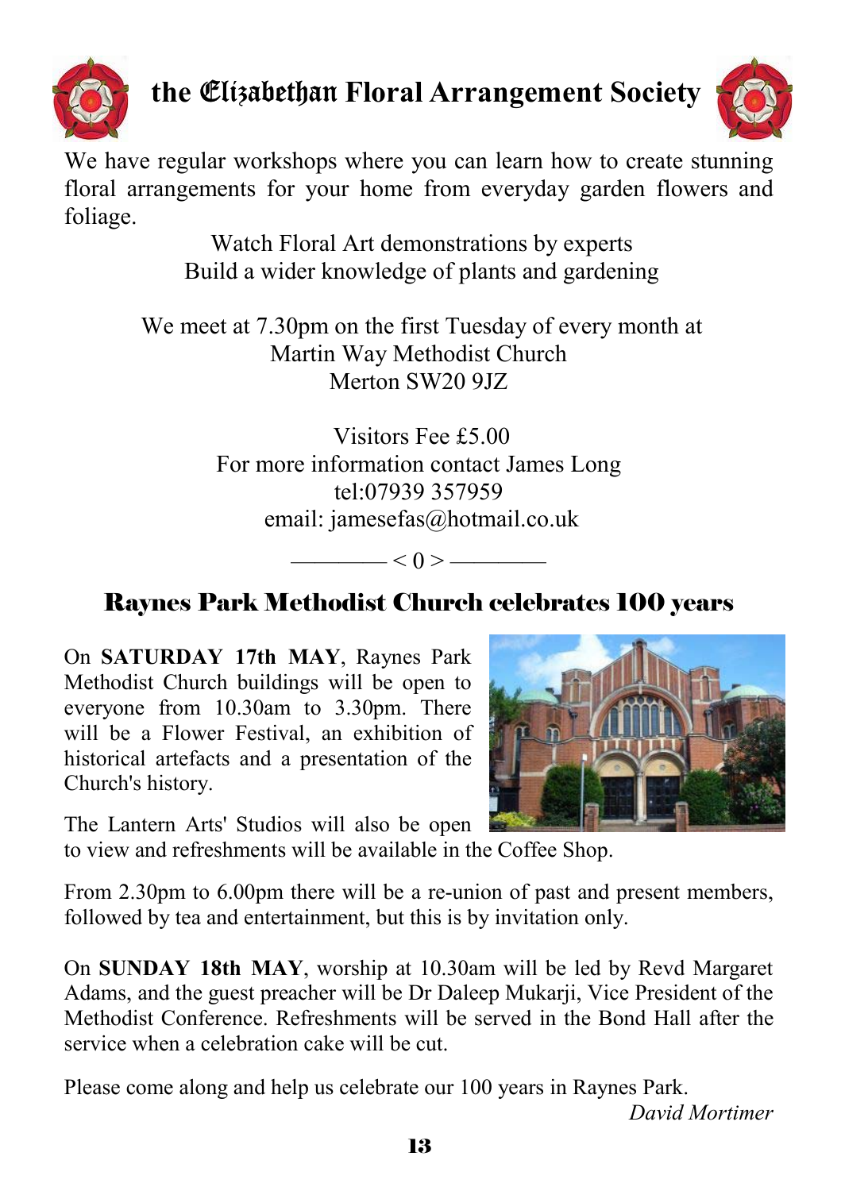## the Elizabethan Floral Arrangement Society

We have regular workshops where you can learn how to create stunning floral arrangements for your home from everyday garden flowers and foliage.

Watch Floral Art demonstrations by experts
Build a wider knowledge of plants and gardening

We meet at 7.30pm on the first Tuesday of every month at
Martin Way Methodist Church
Merton SW20 9JZ

Visitors Fee £5.00
For more information contact James Long
tel:07939 357959
email: jamesefas@hotmail.co.uk

———— < 0 > ————

## Raynes Park Methodist Church celebrates 100 years

On **SATURDAY 17th MAY**, Raynes Park Methodist Church buildings will be open to everyone from 10.30am to 3.30pm. There will be a Flower Festival, an exhibition of historical artefacts and a presentation of the Church's history.

The Lantern Arts' Studios will also be open to view and refreshments will be available in the Coffee Shop.

From 2.30pm to 6.00pm there will be a re-union of past and present members, followed by tea and entertainment, but this is by invitation only.

On **SUNDAY 18th MAY**, worship at 10.30am will be led by Revd Margaret Adams, and the guest preacher will be Dr Daleep Mukarji, Vice President of the Methodist Conference. Refreshments will be served in the Bond Hall after the service when a celebration cake will be cut.

Please come along and help us celebrate our 100 years in Raynes Park.

*David Mortimer*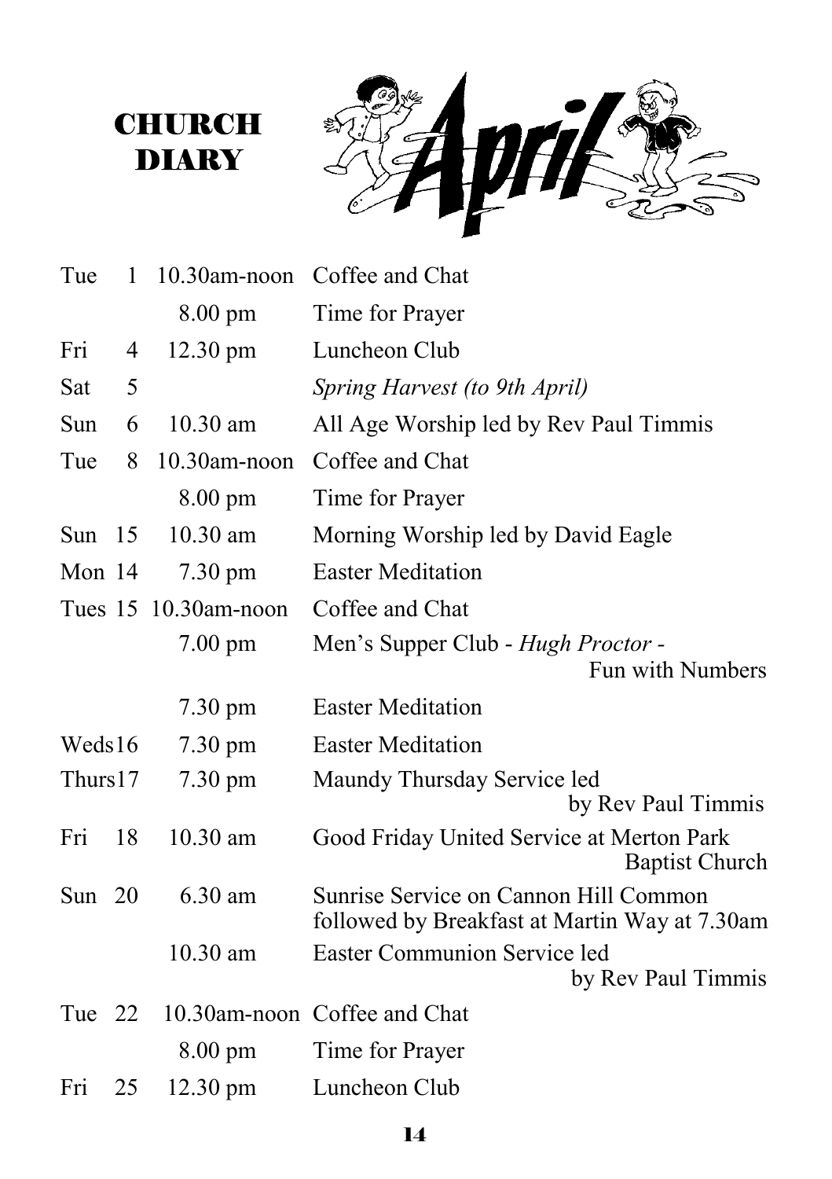# CHURCH DIARY

April

| | | | |
|---|---|---|---|
| Tue | 1 | 10.30am-noon | Coffee and Chat |
| | | 8.00 pm | Time for Prayer |
| Fri | 4 | 12.30 pm | Luncheon Club |
| Sat | 5 | | *Spring Harvest (to 9th April)* |
| Sun | 6 | 10.30 am | All Age Worship led by Rev Paul Timmis |
| Tue | 8 | 10.30am-noon | Coffee and Chat |
| | | 8.00 pm | Time for Prayer |
| Sun | 15 | 10.30 am | Morning Worship led by David Eagle |
| Mon | 14 | 7.30 pm | Easter Meditation |
| Tues | 15 | 10.30am-noon | Coffee and Chat |
| | | 7.00 pm | Men's Supper Club - *Hugh Proctor -* Fun with Numbers |
| | | 7.30 pm | Easter Meditation |
| Weds | 16 | 7.30 pm | Easter Meditation |
| Thurs | 17 | 7.30 pm | Maundy Thursday Service led by Rev Paul Timmis |
| Fri | 18 | 10.30 am | Good Friday United Service at Merton Park Baptist Church |
| Sun | 20 | 6.30 am | Sunrise Service on Cannon Hill Common followed by Breakfast at Martin Way at 7.30am |
| | | 10.30 am | Easter Communion Service led by Rev Paul Timmis |
| Tue | 22 | 10.30am-noon | Coffee and Chat |
| | | 8.00 pm | Time for Prayer |
| Fri | 25 | 12.30 pm | Luncheon Club |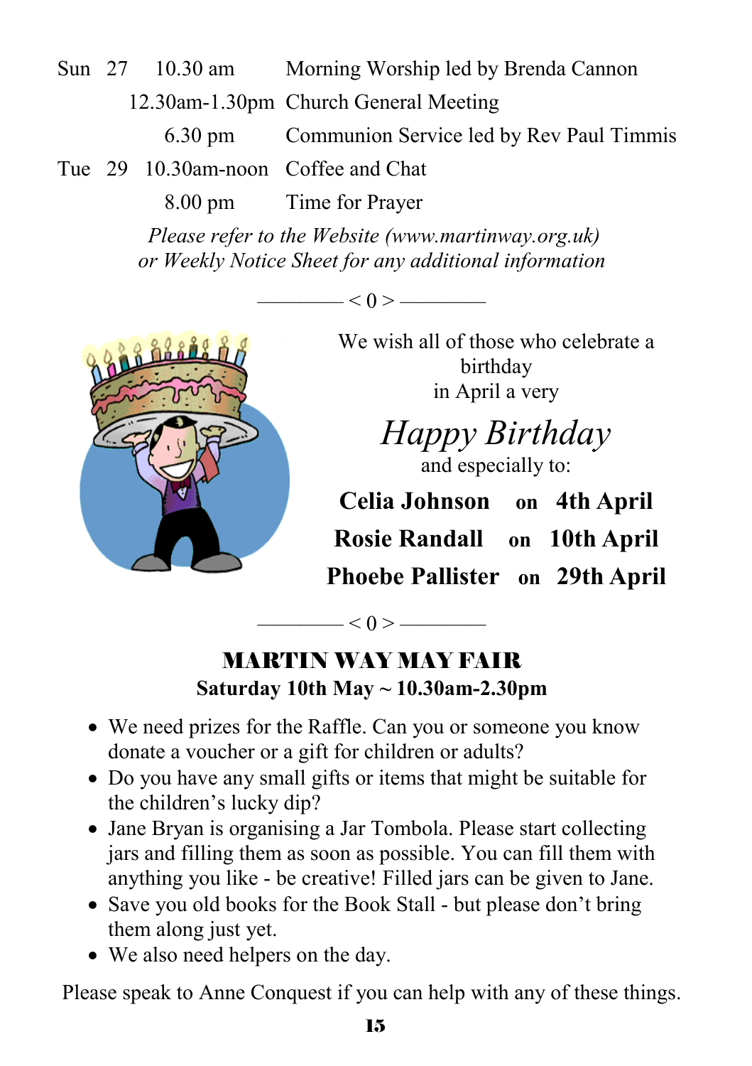| | | | |
|---|---|---|---|
| Sun | 27 | 10.30 am | Morning Worship led by Brenda Cannon |
| | | 12.30am-1.30pm | Church General Meeting |
| | | 6.30 pm | Communion Service led by Rev Paul Timmis |
| Tue | 29 | 10.30am-noon | Coffee and Chat |
| | | 8.00 pm | Time for Prayer |

*Please refer to the Website (www.martinway.org.uk) or Weekly Notice Sheet for any additional information*

———— < 0 > ————

We wish all of those who celebrate a birthday in April a very

*Happy Birthday*

and especially to:

**Celia Johnson** on **4th April**
**Rosie Randall** on **10th April**
**Phoebe Pallister** on **29th April**

———— < 0 > ————

## MARTIN WAY MAY FAIR

**Saturday 10th May ~ 10.30am-2.30pm**

- We need prizes for the Raffle. Can you or someone you know donate a voucher or a gift for children or adults?
- Do you have any small gifts or items that might be suitable for the children's lucky dip?
- Jane Bryan is organising a Jar Tombola. Please start collecting jars and filling them as soon as possible. You can fill them with anything you like - be creative! Filled jars can be given to Jane.
- Save you old books for the Book Stall - but please don't bring them along just yet.
- We also need helpers on the day.

Please speak to Anne Conquest if you can help with any of these things.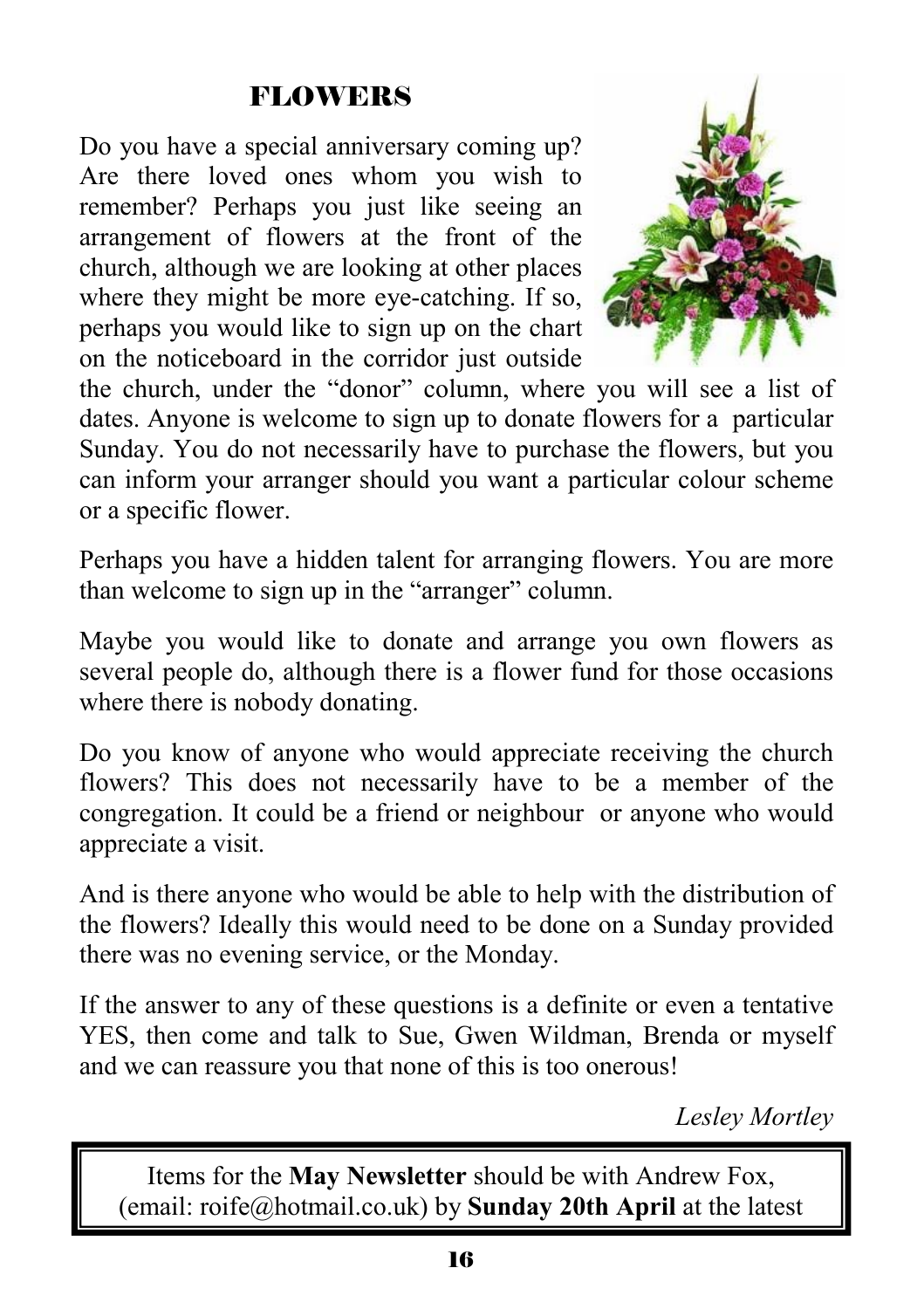## FLOWERS

Do you have a special anniversary coming up? Are there loved ones whom you wish to remember? Perhaps you just like seeing an arrangement of flowers at the front of the church, although we are looking at other places where they might be more eye-catching. If so, perhaps you would like to sign up on the chart on the noticeboard in the corridor just outside the church, under the "donor" column, where you will see a list of dates. Anyone is welcome to sign up to donate flowers for a particular Sunday. You do not necessarily have to purchase the flowers, but you can inform your arranger should you want a particular colour scheme or a specific flower.

Perhaps you have a hidden talent for arranging flowers. You are more than welcome to sign up in the "arranger" column.

Maybe you would like to donate and arrange you own flowers as several people do, although there is a flower fund for those occasions where there is nobody donating.

Do you know of anyone who would appreciate receiving the church flowers? This does not necessarily have to be a member of the congregation. It could be a friend or neighbour or anyone who would appreciate a visit.

And is there anyone who would be able to help with the distribution of the flowers? Ideally this would need to be done on a Sunday provided there was no evening service, or the Monday.

If the answer to any of these questions is a definite or even a tentative YES, then come and talk to Sue, Gwen Wildman, Brenda or myself and we can reassure you that none of this is too onerous!

*Lesley Mortley*

Items for the **May Newsletter** should be with Andrew Fox, (email: roife@hotmail.co.uk) by **Sunday 20th April** at the latest